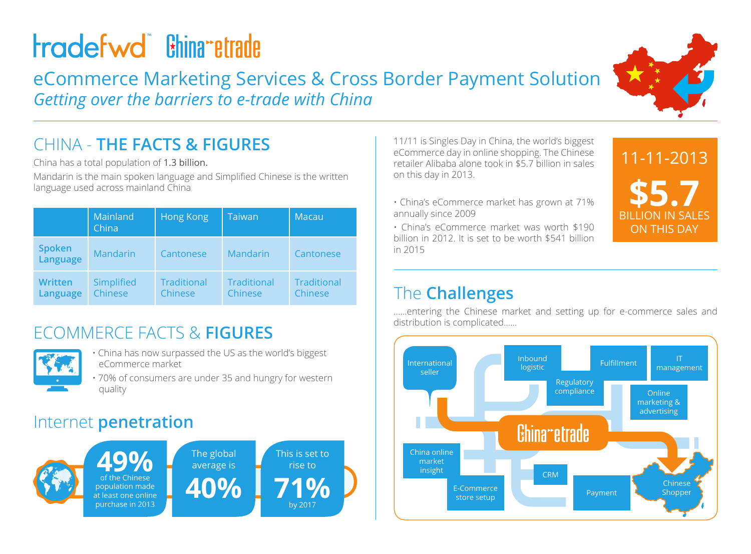# tradefwd™ China etrade

## eCommerce Marketing Services & Cross Border Payment Solution

*Getting over the barriers to e-trade with China*

## CHINA - **THE FACTS & FIGURES**

China has a total population of 1.3 billion.

Mandarin is the main spoken language and Simplified Chinese is the written language used across mainland China

| | Mainland China | Hong Kong | Taiwan | Macau |
|---|---|---|---|---|
| **Spoken Language** | Mandarin | Cantonese | Mandarin | Cantonese |
| **Written Language** | Simplified Chinese | Traditional Chinese | Traditional Chinese | Traditional Chinese |

## ECOMMERCE FACTS & **FIGURES**

- China has now surpassed the US as the world's biggest eCommerce market
- 70% of consumers are under 35 and hungry for western quality

## Internet **penetration**

**49%** of the Chinese population made at least one online purchase in 2013

The global average is **40%**

This is set to rise to **71%** by 2017

11/11 is Singles Day in China, the world's biggest eCommerce day in online shopping. The Chinese retailer Alibaba alone took in $5.7 billion in sales on this day in 2013.

11-11-2013

**$5.7** BILLION IN SALES ON THIS DAY

- China's eCommerce market has grown at 71% annually since 2009
- China's eCommerce market was worth $190 billion in 2012. It is set to be worth $541 billion in 2015

## The **Challenges**

......entering the Chinese market and setting up for e-commerce sales and distribution is complicated......

International seller

Inbound logistic

Regulatory compliance

Fulfillment

IT management

Online marketing & advertising

China etrade

China online market insight

E-Commerce store setup

CRM

Payment

Chinese Shopper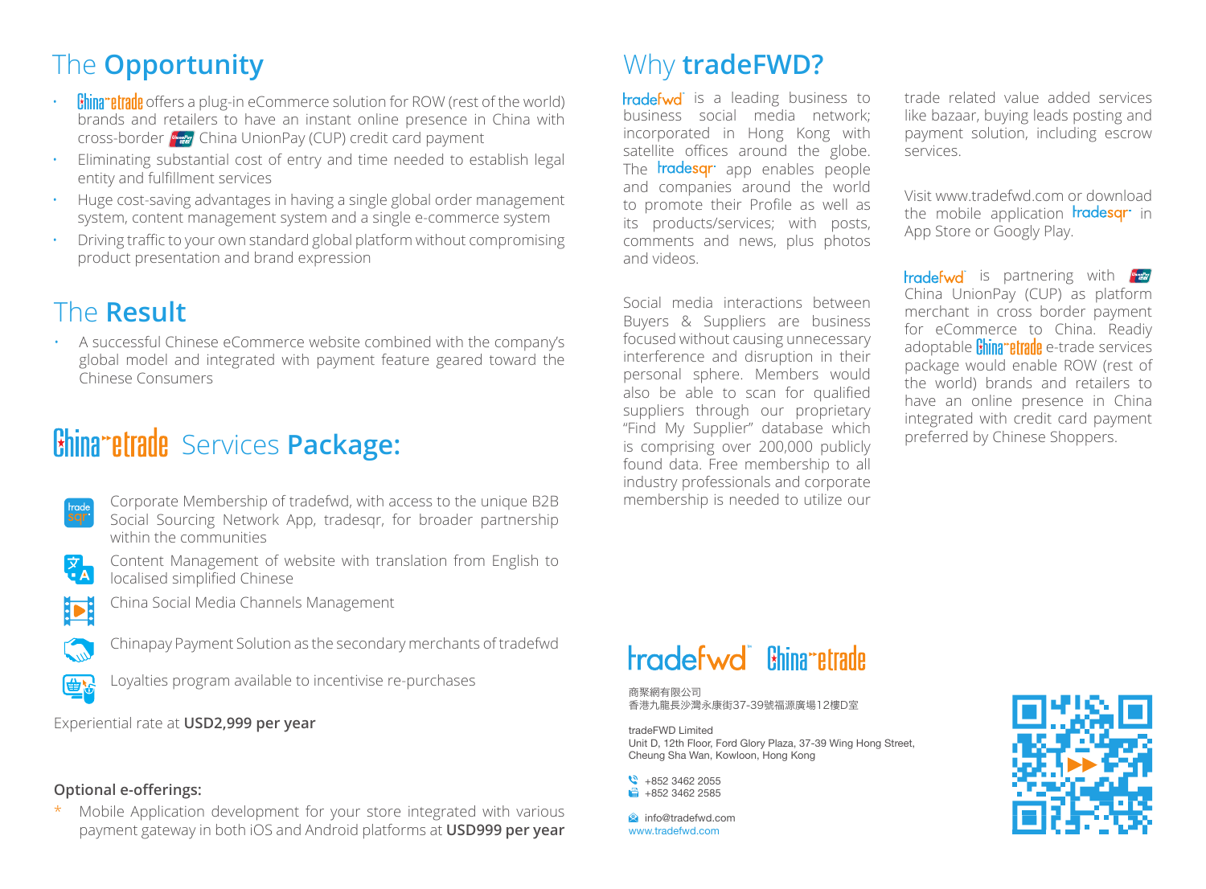# The Opportunity

- China etrade offers a plug-in eCommerce solution for ROW (rest of the world) brands and retailers to have an instant online presence in China with cross-border China UnionPay (CUP) credit card payment
- Eliminating substantial cost of entry and time needed to establish legal entity and fulfillment services
- Huge cost-saving advantages in having a single global order management system, content management system and a single e-commerce system
- Driving traffic to your own standard global platform without compromising product presentation and brand expression

# The Result

- A successful Chinese eCommerce website combined with the company's global model and integrated with payment feature geared toward the Chinese Consumers

# China etrade Services Package:

- Corporate Membership of tradefwd, with access to the unique B2B Social Sourcing Network App, tradesqr, for broader partnership within the communities
- Content Management of website with translation from English to localised simplified Chinese
- China Social Media Channels Management
- Chinapay Payment Solution as the secondary merchants of tradefwd
- Loyalties program available to incentivise re-purchases

Experiential rate at **USD2,999 per year**

**Optional e-offerings:**

* Mobile Application development for your store integrated with various payment gateway in both iOS and Android platforms at **USD999 per year**

# Why tradeFWD?

tradefwd is a leading business to business social media network; incorporated in Hong Kong with satellite offices around the globe. The tradesqr app enables people and companies around the world to promote their Profile as well as its products/services; with posts, comments and news, plus photos and videos.

Social media interactions between Buyers & Suppliers are business focused without causing unnecessary interference and disruption in their personal sphere. Members would also be able to scan for qualified suppliers through our proprietary "Find My Supplier" database which is comprising over 200,000 publicly found data. Free membership to all industry professionals and corporate membership is needed to utilize our trade related value added services like bazaar, buying leads posting and payment solution, including escrow services.

Visit www.tradefwd.com or download the mobile application tradesqr in App Store or Googly Play.

tradefwd is partnering with China UnionPay (CUP) as platform merchant in cross border payment for eCommerce to China. Readiy adoptable China etrade e-trade services package would enable ROW (rest of the world) brands and retailers to have an online presence in China integrated with credit card payment preferred by Chinese Shoppers.

tradefwd China etrade

商聚網有限公司
香港九龍長沙灣永康街37-39號福源廣場12樓D室

tradeFWD Limited
Unit D, 12th Floor, Ford Glory Plaza, 37-39 Wing Hong Street, Cheung Sha Wan, Kowloon, Hong Kong

+852 3462 2055
+852 3462 2585

info@tradefwd.com
www.tradefwd.com